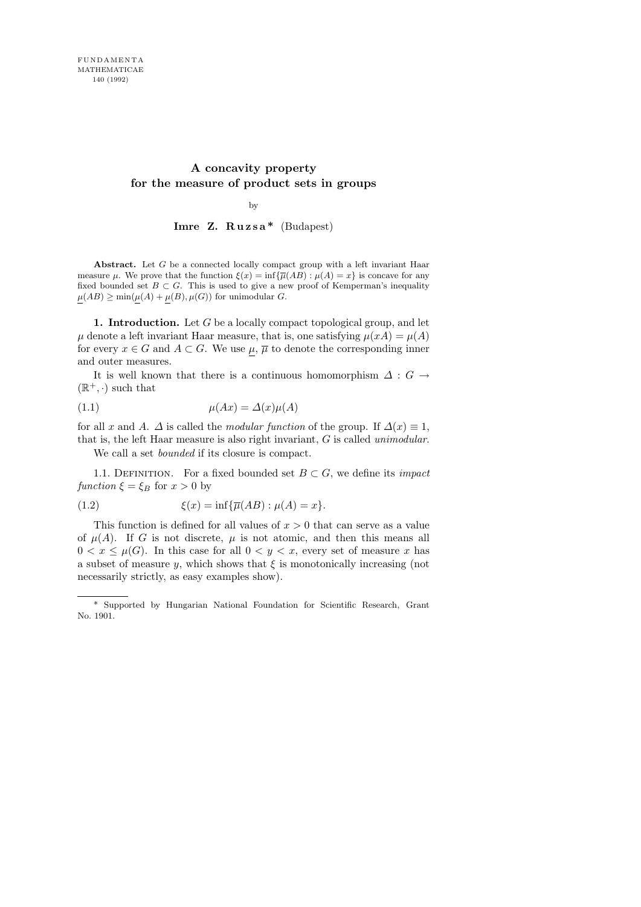FUNDAMENTA MATHEMATICAE 140 (1992)

# A concavity property for the measure of product sets in groups

by

**Imre Z. Ruzsa*** (Budapest)

**Abstract.** Let $G$ be a connected locally compact group with a left invariant Haar measure $\mu$. We prove that the function $\xi(x) = \inf\{\overline{\mu}(AB) : \mu(A) = x\}$ is concave for any fixed bounded set $B \subset G$. This is used to give a new proof of Kemperman's inequality $\underline{\mu}(AB) \geq \min(\underline{\mu}(A) + \underline{\mu}(B), \mu(G))$ for unimodular $G$.

**1. Introduction.** Let $G$ be a locally compact topological group, and let $\mu$ denote a left invariant Haar measure, that is, one satisfying $\mu(xA) = \mu(A)$ for every $x \in G$ and $A \subset G$. We use $\underline{\mu}$, $\overline{\mu}$ to denote the corresponding inner and outer measures.

It is well known that there is a continuous homomorphism $\Delta : G \to (\mathbb{R}^+, \cdot)$ such that

$$\mu(Ax) = \Delta(x)\mu(A) \tag{1.1}$$

for all $x$ and $A$. $\Delta$ is called the *modular function* of the group. If $\Delta(x) \equiv 1$, that is, the left Haar measure is also right invariant, $G$ is called *unimodular*.

We call a set *bounded* if its closure is compact.

1.1. Definition. For a fixed bounded set $B \subset G$, we define its *impact function* $\xi = \xi_B$ for $x > 0$ by

$$\xi(x) = \inf\{\overline{\mu}(AB) : \mu(A) = x\}. \tag{1.2}$$

This function is defined for all values of $x > 0$ that can serve as a value of $\mu(A)$. If $G$ is not discrete, $\mu$ is not atomic, and then this means all $0 < x \leq \mu(G)$. In this case for all $0 < y < x$, every set of measure $x$ has a subset of measure $y$, which shows that $\xi$ is monotonically increasing (not necessarily strictly, as easy examples show).

---

* Supported by Hungarian National Foundation for Scientific Research, Grant No. 1901.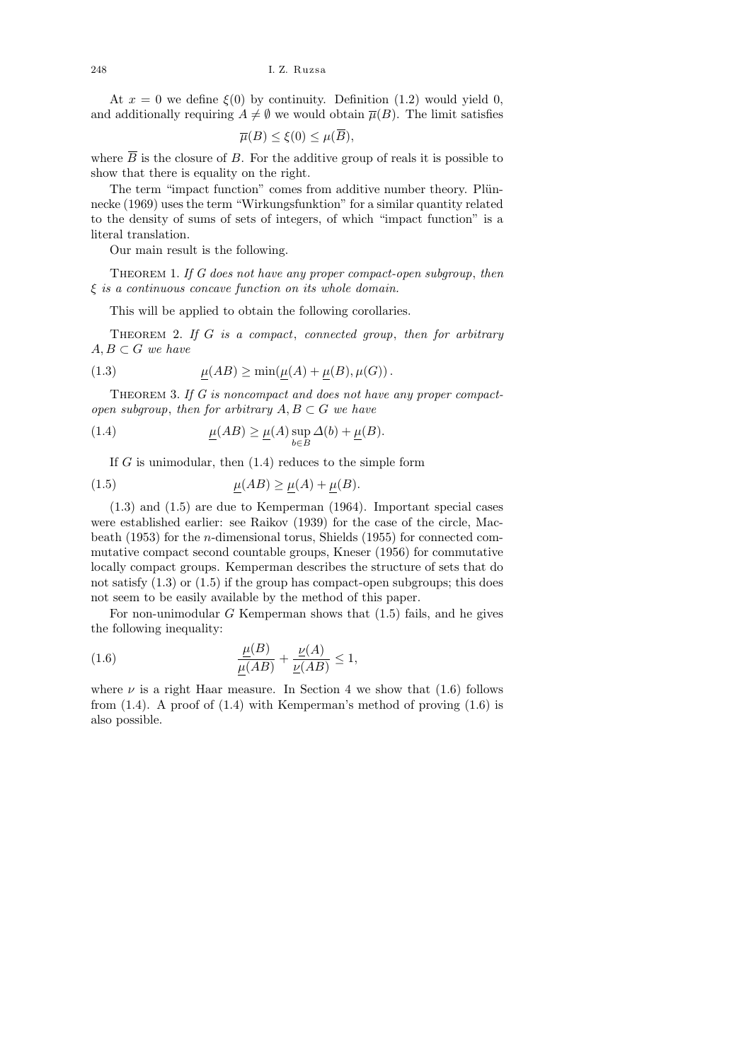At $x = 0$ we define $\xi(0)$ by continuity. Definition (1.2) would yield 0, and additionally requiring $A \neq \emptyset$ we would obtain $\overline{\mu}(B)$. The limit satisfies

$$\overline{\mu}(B) \le \xi(0) \le \mu(\overline{B}),$$

where $\overline{B}$ is the closure of $B$. For the additive group of reals it is possible to show that there is equality on the right.

The term "impact function" comes from additive number theory. Plünnecke (1969) uses the term "Wirkungsfunktion" for a similar quantity related to the density of sums of sets of integers, of which "impact function" is a literal translation.

Our main result is the following.

Theorem 1. *If $G$ does not have any proper compact-open subgroup, then $\xi$ is a continuous concave function on its whole domain.*

This will be applied to obtain the following corollaries.

Theorem 2. *If $G$ is a compact, connected group, then for arbitrary $A, B \subset G$ we have*

$$\underline{\mu}(AB) \ge \min(\underline{\mu}(A) + \underline{\mu}(B), \mu(G)) . \tag{1.3}$$

Theorem 3. *If $G$ is noncompact and does not have any proper compact-open subgroup, then for arbitrary $A, B \subset G$ we have*

$$\underline{\mu}(AB) \ge \underline{\mu}(A) \sup_{b \in B} \Delta(b) + \underline{\mu}(B). \tag{1.4}$$

If $G$ is unimodular, then (1.4) reduces to the simple form

$$\underline{\mu}(AB) \ge \underline{\mu}(A) + \underline{\mu}(B). \tag{1.5}$$

(1.3) and (1.5) are due to Kemperman (1964). Important special cases were established earlier: see Raikov (1939) for the case of the circle, Macbeath (1953) for the $n$-dimensional torus, Shields (1955) for connected commutative compact second countable groups, Kneser (1956) for commutative locally compact groups. Kemperman describes the structure of sets that do not satisfy (1.3) or (1.5) if the group has compact-open subgroups; this does not seem to be easily available by the method of this paper.

For non-unimodular $G$ Kemperman shows that (1.5) fails, and he gives the following inequality:

$$\frac{\underline{\mu}(B)}{\underline{\mu}(AB)} + \frac{\underline{\nu}(A)}{\underline{\nu}(AB)} \le 1, \tag{1.6}$$

where $\nu$ is a right Haar measure. In Section 4 we show that (1.6) follows from (1.4). A proof of (1.4) with Kemperman's method of proving (1.6) is also possible.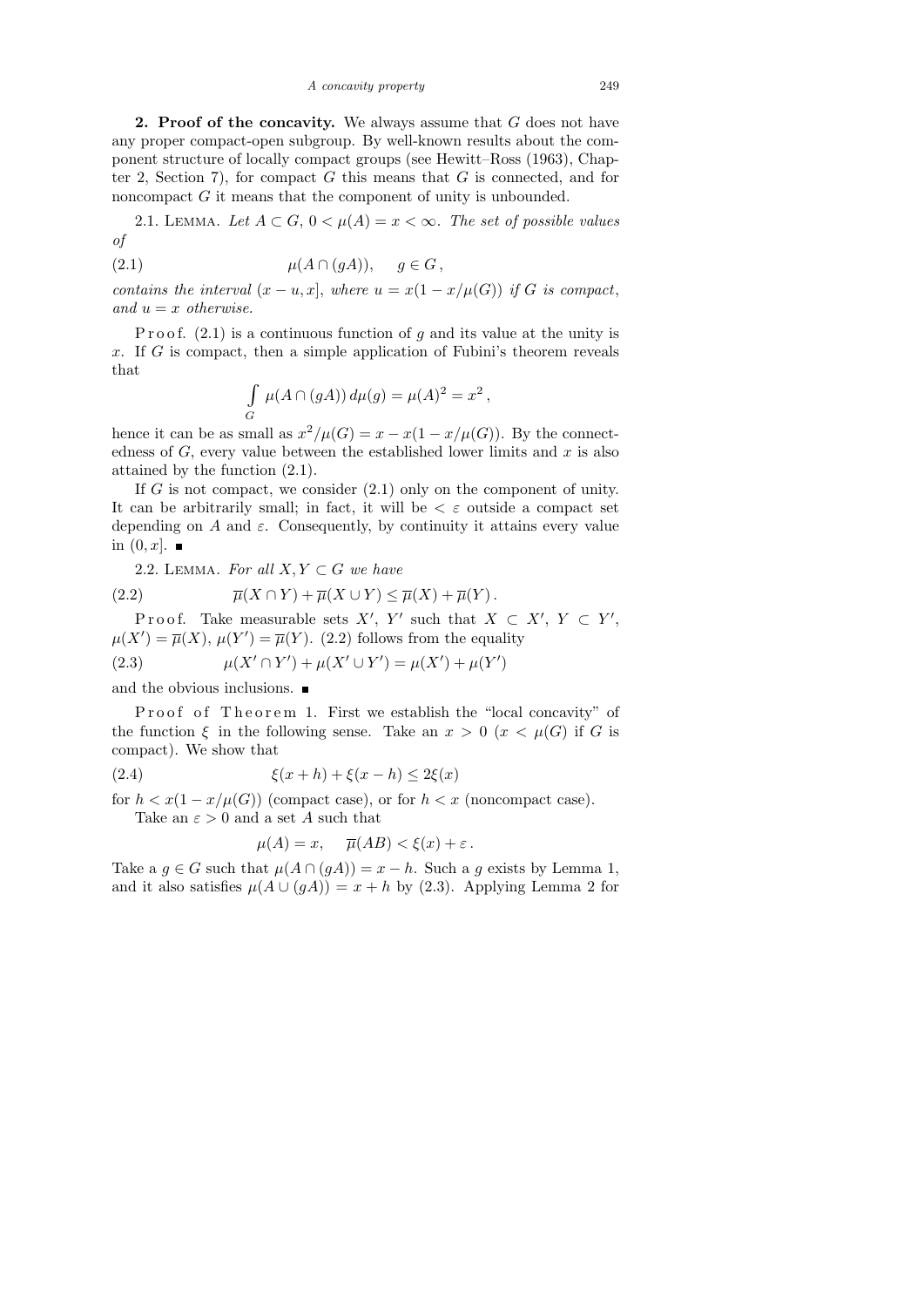**2. Proof of the concavity.** We always assume that $G$ does not have any proper compact-open subgroup. By well-known results about the component structure of locally compact groups (see Hewitt–Ross (1963), Chapter 2, Section 7), for compact $G$ this means that $G$ is connected, and for noncompact $G$ it means that the component of unity is unbounded.

2.1. Lemma. *Let $A \subset G$, $0 < \mu(A) = x < \infty$. The set of possible values of*

$$\mu(A \cap (gA)), \quad g \in G, \tag{2.1}$$

*contains the interval $(x - u, x]$, where $u = x(1 - x/\mu(G))$ if $G$ is compact, and $u = x$ otherwise.*

Proof. (2.1) is a continuous function of $g$ and its value at the unity is $x$. If $G$ is compact, then a simple application of Fubini's theorem reveals that

$$\int_G \mu(A \cap (gA))\, d\mu(g) = \mu(A)^2 = x^2,$$

hence it can be as small as $x^2/\mu(G) = x - x(1 - x/\mu(G))$. By the connectedness of $G$, every value between the established lower limits and $x$ is also attained by the function (2.1).

If $G$ is not compact, we consider (2.1) only on the component of unity. It can be arbitrarily small; in fact, it will be $< \varepsilon$ outside a compact set depending on $A$ and $\varepsilon$. Consequently, by continuity it attains every value in $(0, x]$. ∎

2.2. Lemma. *For all $X, Y \subset G$ we have*

$$\overline{\mu}(X \cap Y) + \overline{\mu}(X \cup Y) \le \overline{\mu}(X) + \overline{\mu}(Y). \tag{2.2}$$

Proof. Take measurable sets $X'$, $Y'$ such that $X \subset X'$, $Y \subset Y'$, $\mu(X') = \overline{\mu}(X)$, $\mu(Y') = \overline{\mu}(Y)$. (2.2) follows from the equality

$$\mu(X' \cap Y') + \mu(X' \cup Y') = \mu(X') + \mu(Y') \tag{2.3}$$

and the obvious inclusions. ∎

Proof of Theorem 1. First we establish the "local concavity" of the function $\xi$ in the following sense. Take an $x > 0$ ($x < \mu(G)$ if $G$ is compact). We show that

$$\xi(x + h) + \xi(x - h) \le 2\xi(x) \tag{2.4}$$

for $h < x(1 - x/\mu(G))$ (compact case), or for $h < x$ (noncompact case).

Take an $\varepsilon > 0$ and a set $A$ such that

$$\mu(A) = x, \quad \overline{\mu}(AB) < \xi(x) + \varepsilon.$$

Take a $g \in G$ such that $\mu(A \cap (gA)) = x - h$. Such a $g$ exists by Lemma 1, and it also satisfies $\mu(A \cup (gA)) = x + h$ by (2.3). Applying Lemma 2 for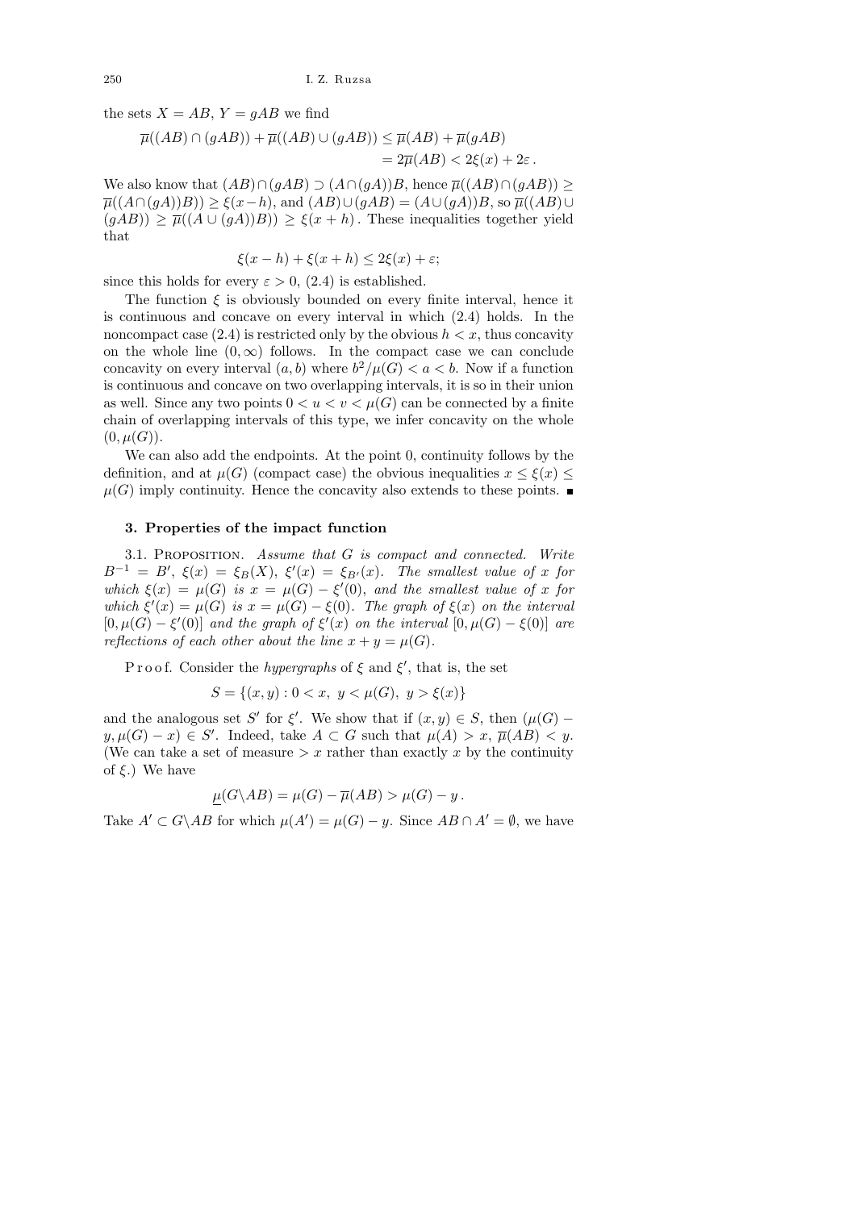the sets $X = AB$, $Y = gAB$ we find

$$\overline{\mu}((AB) \cap (gAB)) + \overline{\mu}((AB) \cup (gAB)) \le \overline{\mu}(AB) + \overline{\mu}(gAB)$$
$$= 2\overline{\mu}(AB) < 2\xi(x) + 2\varepsilon\,.$$

We also know that $(AB) \cap (gAB) \supset (A \cap (gA))B$, hence $\overline{\mu}((AB) \cap (gAB)) \ge \overline{\mu}((A \cap (gA))B)) \ge \xi(x-h)$, and $(AB) \cup (gAB) = (A \cup (gA))B$, so $\overline{\mu}((AB) \cup (gAB)) \ge \overline{\mu}((A \cup (gA))B)) \ge \xi(x+h)$. These inequalities together yield that

$$\xi(x-h) + \xi(x+h) \le 2\xi(x) + \varepsilon;$$

since this holds for every $\varepsilon > 0$, (2.4) is established.

The function $\xi$ is obviously bounded on every finite interval, hence it is continuous and concave on every interval in which (2.4) holds. In the noncompact case (2.4) is restricted only by the obvious $h < x$, thus concavity on the whole line $(0, \infty)$ follows. In the compact case we can conclude concavity on every interval $(a, b)$ where $b^2/\mu(G) < a < b$. Now if a function is continuous and concave on two overlapping intervals, it is so in their union as well. Since any two points $0 < u < v < \mu(G)$ can be connected by a finite chain of overlapping intervals of this type, we infer concavity on the whole $(0, \mu(G))$.

We can also add the endpoints. At the point 0, continuity follows by the definition, and at $\mu(G)$ (compact case) the obvious inequalities $x \le \xi(x) \le \mu(G)$ imply continuity. Hence the concavity also extends to these points. ∎

## 3. Properties of the impact function

3.1. Proposition. *Assume that $G$ is compact and connected. Write $B^{-1} = B'$, $\xi(x) = \xi_B(X)$, $\xi'(x) = \xi_{B'}(x)$. The smallest value of $x$ for which $\xi(x) = \mu(G)$ is $x = \mu(G) - \xi'(0)$, and the smallest value of $x$ for which $\xi'(x) = \mu(G)$ is $x = \mu(G) - \xi(0)$. The graph of $\xi(x)$ on the interval $[0, \mu(G) - \xi'(0)]$ and the graph of $\xi'(x)$ on the interval $[0, \mu(G) - \xi(0)]$ are reflections of each other about the line $x + y = \mu(G)$.*

Proof. Consider the *hypergraphs* of $\xi$ and $\xi'$, that is, the set

$$S = \{(x, y) : 0 < x,\ y < \mu(G),\ y > \xi(x)\}$$

and the analogous set $S'$ for $\xi'$. We show that if $(x, y) \in S$, then $(\mu(G) - y, \mu(G) - x) \in S'$. Indeed, take $A \subset G$ such that $\mu(A) > x$, $\overline{\mu}(AB) < y$. (We can take a set of measure $> x$ rather than exactly $x$ by the continuity of $\xi$.) We have

$$\underline{\mu}(G \backslash AB) = \mu(G) - \overline{\mu}(AB) > \mu(G) - y\,.$$

Take $A' \subset G \backslash AB$ for which $\mu(A') = \mu(G) - y$. Since $AB \cap A' = \emptyset$, we have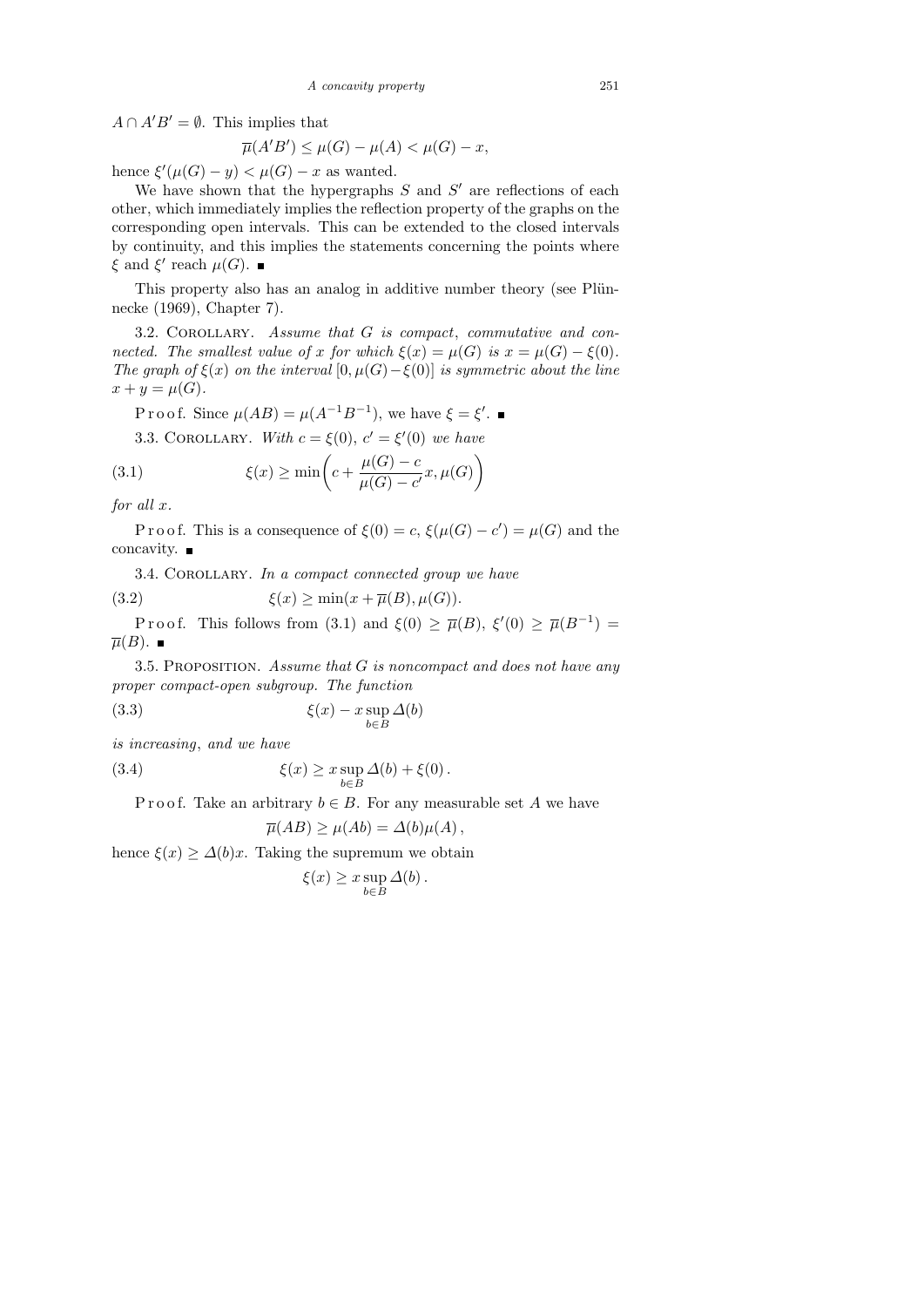$A \cap A'B' = \emptyset$. This implies that

$$\overline{\mu}(A'B') \le \mu(G) - \mu(A) < \mu(G) - x,$$

hence $\xi'(\mu(G) - y) < \mu(G) - x$ as wanted.

We have shown that the hypergraphs $S$ and $S'$ are reflections of each other, which immediately implies the reflection property of the graphs on the corresponding open intervals. This can be extended to the closed intervals by continuity, and this implies the statements concerning the points where $\xi$ and $\xi'$ reach $\mu(G)$. ■

This property also has an analog in additive number theory (see Plünnecke (1969), Chapter 7).

3.2. Corollary. *Assume that $G$ is compact, commutative and connected. The smallest value of $x$ for which $\xi(x) = \mu(G)$ is $x = \mu(G) - \xi(0)$. The graph of $\xi(x)$ on the interval $[0, \mu(G) - \xi(0)]$ is symmetric about the line $x + y = \mu(G)$.*

Proof. Since $\mu(AB) = \mu(A^{-1}B^{-1})$, we have $\xi = \xi'$. ■

3.3. Corollary. *With $c = \xi(0)$, $c' = \xi'(0)$ we have*

$$\xi(x) \ge \min\left(c + \frac{\mu(G) - c}{\mu(G) - c'}x, \mu(G)\right) \tag{3.1}$$

*for all $x$.*

Proof. This is a consequence of $\xi(0) = c$, $\xi(\mu(G) - c') = \mu(G)$ and the concavity. ■

3.4. Corollary. *In a compact connected group we have*

$$\xi(x) \ge \min(x + \overline{\mu}(B), \mu(G)). \tag{3.2}$$

Proof. This follows from (3.1) and $\xi(0) \ge \overline{\mu}(B)$, $\xi'(0) \ge \overline{\mu}(B^{-1}) = \overline{\mu}(B)$. ■

3.5. Proposition. *Assume that $G$ is noncompact and does not have any proper compact-open subgroup. The function*

$$\xi(x) - x \sup_{b \in B} \Delta(b) \tag{3.3}$$

*is increasing, and we have*

$$\xi(x) \ge x \sup_{b \in B} \Delta(b) + \xi(0)\,. \tag{3.4}$$

Proof. Take an arbitrary $b \in B$. For any measurable set $A$ we have

$$\overline{\mu}(AB) \ge \mu(Ab) = \Delta(b)\mu(A)\,,$$

hence $\xi(x) \ge \Delta(b)x$. Taking the supremum we obtain

$$\xi(x) \ge x \sup_{b \in B} \Delta(b)\,.$$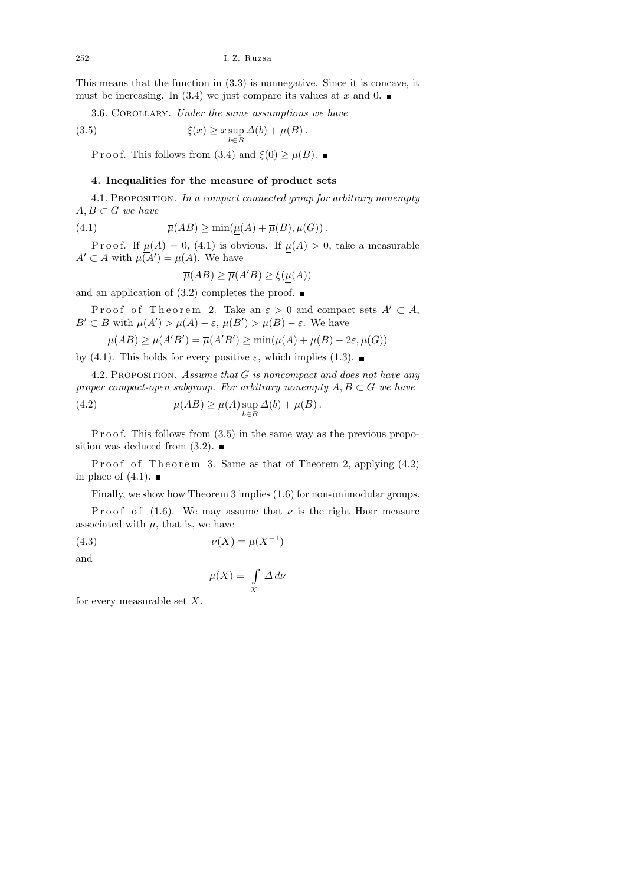This means that the function in (3.3) is nonnegative. Since it is concave, it must be increasing. In (3.4) we just compare its values at $x$ and 0. ∎

3.6. Corollary. *Under the same assumptions we have*

$$\xi(x) \geq x \sup_{b \in B} \Delta(b) + \overline{\mu}(B) . \tag{3.5}$$

Proof. This follows from (3.4) and $\xi(0) \geq \overline{\mu}(B)$. ∎

### 4. Inequalities for the measure of product sets

4.1. Proposition. *In a compact connected group for arbitrary nonempty $A, B \subset G$ we have*

$$\overline{\mu}(AB) \geq \min(\underline{\mu}(A) + \overline{\mu}(B), \mu(G)) . \tag{4.1}$$

Proof. If $\underline{\mu}(A) = 0$, (4.1) is obvious. If $\underline{\mu}(A) > 0$, take a measurable $A' \subset A$ with $\mu(A') = \underline{\mu}(A)$. We have

$$\overline{\mu}(AB) \geq \overline{\mu}(A'B) \geq \xi(\underline{\mu}(A))$$

and an application of (3.2) completes the proof. ∎

Proof of Theorem 2. Take an $\varepsilon > 0$ and compact sets $A' \subset A$, $B' \subset B$ with $\mu(A') > \underline{\mu}(A) - \varepsilon$, $\mu(B') > \underline{\mu}(B) - \varepsilon$. We have

$$\underline{\mu}(AB) \geq \underline{\mu}(A'B') = \overline{\mu}(A'B') \geq \min(\underline{\mu}(A) + \underline{\mu}(B) - 2\varepsilon, \mu(G))$$

by (4.1). This holds for every positive $\varepsilon$, which implies (1.3). ∎

4.2. Proposition. *Assume that $G$ is noncompact and does not have any proper compact-open subgroup. For arbitrary nonempty $A, B \subset G$ we have*

$$\overline{\mu}(AB) \geq \underline{\mu}(A) \sup_{b \in B} \Delta(b) + \overline{\mu}(B) . \tag{4.2}$$

Proof. This follows from (3.5) in the same way as the previous proposition was deduced from (3.2). ∎

Proof of Theorem 3. Same as that of Theorem 2, applying (4.2) in place of (4.1). ∎

Finally, we show how Theorem 3 implies (1.6) for non-unimodular groups.

Proof of (1.6). We may assume that $\nu$ is the right Haar measure associated with $\mu$, that is, we have

$$\nu(X) = \mu(X^{-1}) \tag{4.3}$$

and

$$\mu(X) = \int_X \Delta \, d\nu$$

for every measurable set $X$.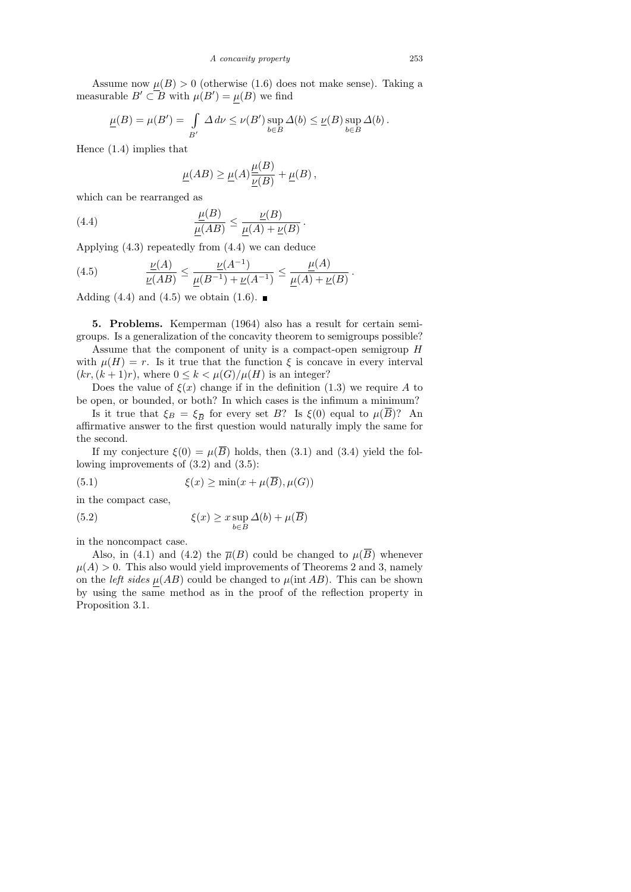Assume now $\underline{\mu}(B) > 0$ (otherwise (1.6) does not make sense). Taking a measurable $B' \subset B$ with $\mu(B') = \underline{\mu}(B)$ we find

$$\underline{\mu}(B) = \mu(B') = \int\limits_{B'} \Delta \, d\nu \le \nu(B') \sup_{b \in B} \Delta(b) \le \underline{\nu}(B) \sup_{b \in B} \Delta(b) \, .$$

Hence (1.4) implies that

$$\underline{\mu}(AB) \ge \underline{\mu}(A) \frac{\underline{\mu}(B)}{\underline{\nu}(B)} + \underline{\mu}(B) \, ,$$

which can be rearranged as

$$\frac{\underline{\mu}(B)}{\underline{\mu}(AB)} \le \frac{\underline{\nu}(B)}{\underline{\mu}(A) + \underline{\nu}(B)} \, . \tag{4.4}$$

Applying (4.3) repeatedly from (4.4) we can deduce

$$\frac{\underline{\nu}(A)}{\underline{\nu}(AB)} \le \frac{\underline{\nu}(A^{-1})}{\underline{\mu}(B^{-1}) + \underline{\nu}(A^{-1})} \le \frac{\underline{\mu}(A)}{\underline{\mu}(A) + \underline{\nu}(B)} \, . \tag{4.5}$$

Adding (4.4) and (4.5) we obtain (1.6). ■

**5. Problems.** Kemperman (1964) also has a result for certain semigroups. Is a generalization of the concavity theorem to semigroups possible?

Assume that the component of unity is a compact-open semigroup $H$ with $\mu(H) = r$. Is it true that the function $\xi$ is concave in every interval $(kr, (k+1)r)$, where $0 \le k < \mu(G)/\mu(H)$ is an integer?

Does the value of $\xi(x)$ change if in the definition (1.3) we require $A$ to be open, or bounded, or both? In which cases is the infimum a minimum?

Is it true that $\xi_B = \xi_{\overline{B}}$ for every set $B$? Is $\xi(0)$ equal to $\mu(\overline{B})$? An affirmative answer to the first question would naturally imply the same for the second.

If my conjecture $\xi(0) = \mu(\overline{B})$ holds, then (3.1) and (3.4) yield the following improvements of (3.2) and (3.5):

$$\xi(x) \ge \min(x + \mu(\overline{B}), \mu(G)) \tag{5.1}$$

in the compact case,

$$\xi(x) \ge x \sup_{b \in B} \Delta(b) + \mu(\overline{B}) \tag{5.2}$$

in the noncompact case.

Also, in (4.1) and (4.2) the $\overline{\mu}(B)$ could be changed to $\mu(\overline{B})$ whenever $\mu(A) > 0$. This also would yield improvements of Theorems 2 and 3, namely on the *left sides* $\underline{\mu}(AB)$ could be changed to $\mu(\operatorname{int} AB)$. This can be shown by using the same method as in the proof of the reflection property in Proposition 3.1.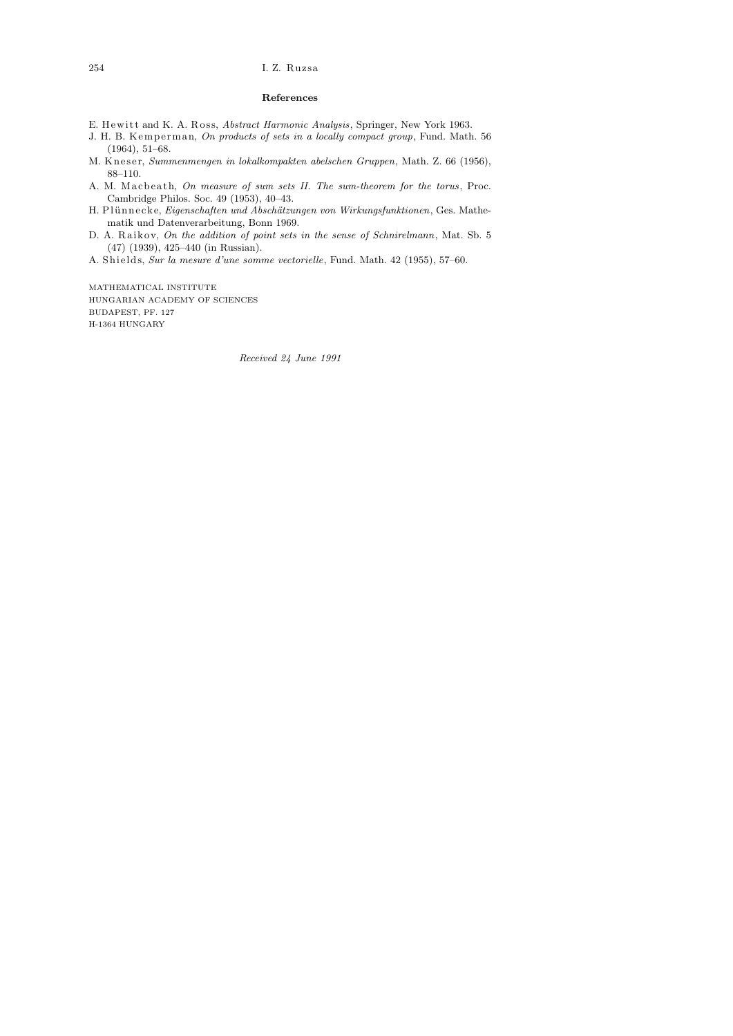## References

E. Hewitt and K. A. Ross, *Abstract Harmonic Analysis*, Springer, New York 1963.

J. H. B. Kemperman, *On products of sets in a locally compact group*, Fund. Math. 56 (1964), 51–68.

M. Kneser, *Summenmengen in lokalkompakten abelschen Gruppen*, Math. Z. 66 (1956), 88–110.

A. M. Macbeath, *On measure of sum sets II. The sum-theorem for the torus*, Proc. Cambridge Philos. Soc. 49 (1953), 40–43.

H. Plünnecke, *Eigenschaften und Abschätzungen von Wirkungsfunktionen*, Ges. Mathematik und Datenverarbeitung, Bonn 1969.

D. A. Raikov, *On the addition of point sets in the sense of Schnirelmann*, Mat. Sb. 5 (47) (1939), 425–440 (in Russian).

A. Shields, *Sur la mesure d'une somme vectorielle*, Fund. Math. 42 (1955), 57–60.

MATHEMATICAL INSTITUTE
HUNGARIAN ACADEMY OF SCIENCES
BUDAPEST, PF. 127
H-1364 HUNGARY

*Received 24 June 1991*